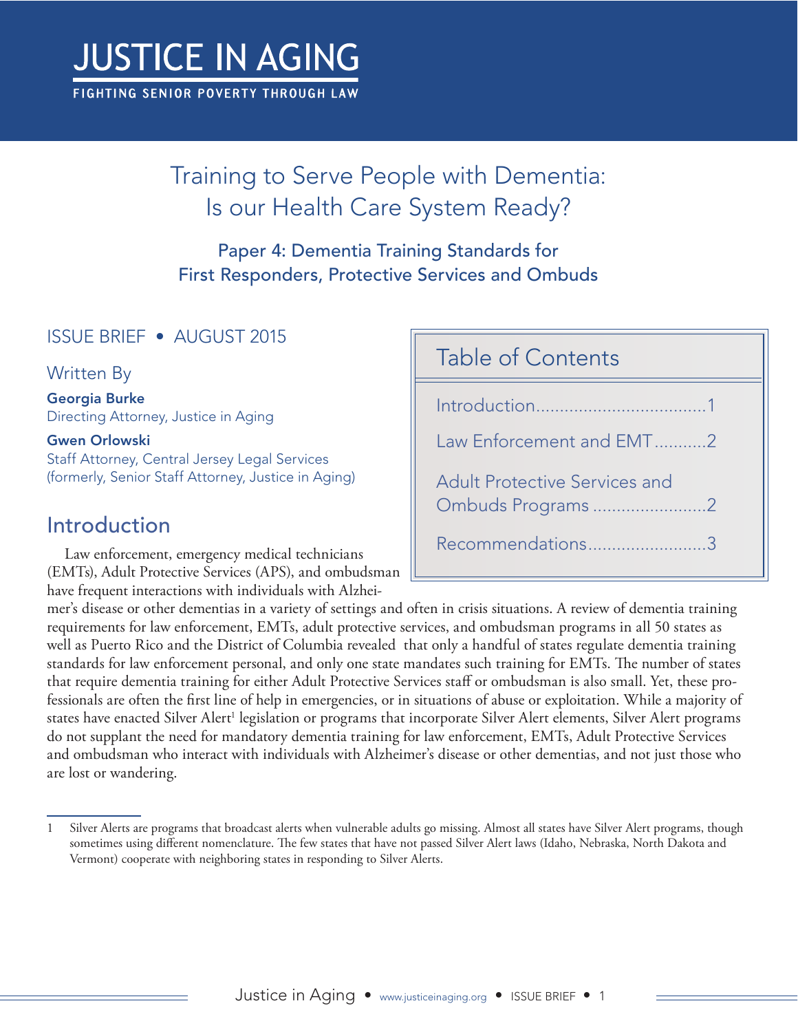# JUSTICE IN AGING

FIGHTING SENIOR POVERTY THROUGH LAW

## Training to Serve People with Dementia: Is our Health Care System Ready?

### Paper 4: Dementia Training Standards for First Responders, Protective Services and Ombuds

ISSUE BRIEF • AUGUST 2015

Written By

**Georgia Burke**
Directing Attorney, Justice in Aging

**Gwen Orlowski**
Staff Attorney, Central Jersey Legal Services
(formerly, Senior Staff Attorney, Justice in Aging)

**Table of Contents**

- Introduction....................................1
- Law Enforcement and EMT...........2
- Adult Protective Services and Ombuds Programs ........................2
- Recommendations.........................3

## Introduction

Law enforcement, emergency medical technicians (EMTs), Adult Protective Services (APS), and ombudsman have frequent interactions with individuals with Alzheimer's disease or other dementias in a variety of settings and often in crisis situations. A review of dementia training requirements for law enforcement, EMTs, adult protective services, and ombudsman programs in all 50 states as well as Puerto Rico and the District of Columbia revealed that only a handful of states regulate dementia training standards for law enforcement personal, and only one state mandates such training for EMTs. The number of states that require dementia training for either Adult Protective Services staff or ombudsman is also small. Yet, these professionals are often the first line of help in emergencies, or in situations of abuse or exploitation. While a majority of states have enacted Silver Alert[1] legislation or programs that incorporate Silver Alert elements, Silver Alert programs do not supplant the need for mandatory dementia training for law enforcement, EMTs, Adult Protective Services and ombudsman who interact with individuals with Alzheimer's disease or other dementias, and not just those who are lost or wandering.

1 Silver Alerts are programs that broadcast alerts when vulnerable adults go missing. Almost all states have Silver Alert programs, though sometimes using different nomenclature. The few states that have not passed Silver Alert laws (Idaho, Nebraska, North Dakota and Vermont) cooperate with neighboring states in responding to Silver Alerts.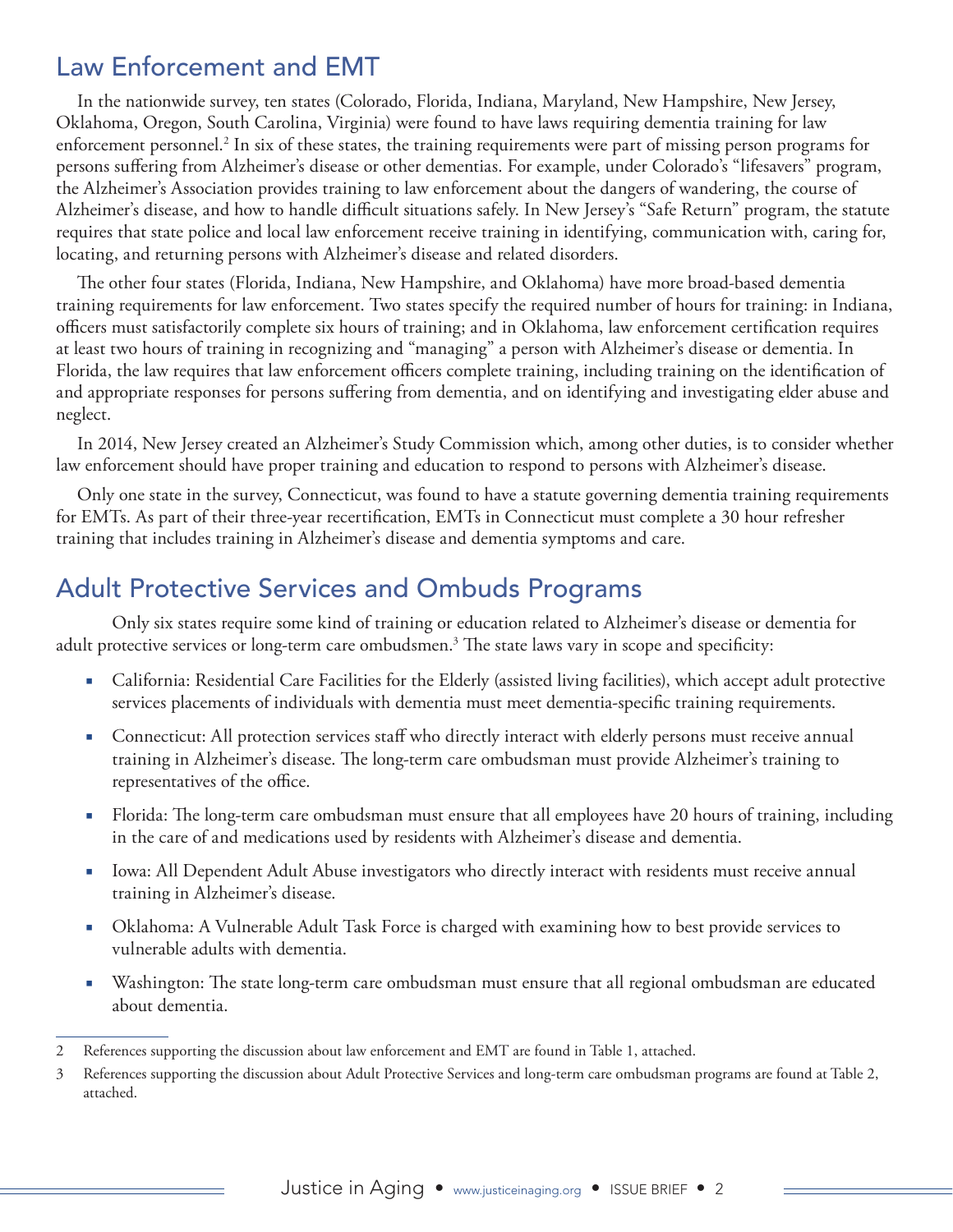## Law Enforcement and EMT

In the nationwide survey, ten states (Colorado, Florida, Indiana, Maryland, New Hampshire, New Jersey, Oklahoma, Oregon, South Carolina, Virginia) were found to have laws requiring dementia training for law enforcement personnel.[2] In six of these states, the training requirements were part of missing person programs for persons suffering from Alzheimer's disease or other dementias. For example, under Colorado's "lifesavers" program, the Alzheimer's Association provides training to law enforcement about the dangers of wandering, the course of Alzheimer's disease, and how to handle difficult situations safely. In New Jersey's "Safe Return" program, the statute requires that state police and local law enforcement receive training in identifying, communication with, caring for, locating, and returning persons with Alzheimer's disease and related disorders.

The other four states (Florida, Indiana, New Hampshire, and Oklahoma) have more broad-based dementia training requirements for law enforcement. Two states specify the required number of hours for training: in Indiana, officers must satisfactorily complete six hours of training; and in Oklahoma, law enforcement certification requires at least two hours of training in recognizing and "managing" a person with Alzheimer's disease or dementia. In Florida, the law requires that law enforcement officers complete training, including training on the identification of and appropriate responses for persons suffering from dementia, and on identifying and investigating elder abuse and neglect.

In 2014, New Jersey created an Alzheimer's Study Commission which, among other duties, is to consider whether law enforcement should have proper training and education to respond to persons with Alzheimer's disease.

Only one state in the survey, Connecticut, was found to have a statute governing dementia training requirements for EMTs. As part of their three-year recertification, EMTs in Connecticut must complete a 30 hour refresher training that includes training in Alzheimer's disease and dementia symptoms and care.

## Adult Protective Services and Ombuds Programs

Only six states require some kind of training or education related to Alzheimer's disease or dementia for adult protective services or long-term care ombudsmen.[3] The state laws vary in scope and specificity:

- California: Residential Care Facilities for the Elderly (assisted living facilities), which accept adult protective services placements of individuals with dementia must meet dementia-specific training requirements.
- Connecticut: All protection services staff who directly interact with elderly persons must receive annual training in Alzheimer's disease. The long-term care ombudsman must provide Alzheimer's training to representatives of the office.
- Florida: The long-term care ombudsman must ensure that all employees have 20 hours of training, including in the care of and medications used by residents with Alzheimer's disease and dementia.
- Iowa: All Dependent Adult Abuse investigators who directly interact with residents must receive annual training in Alzheimer's disease.
- Oklahoma: A Vulnerable Adult Task Force is charged with examining how to best provide services to vulnerable adults with dementia.
- Washington: The state long-term care ombudsman must ensure that all regional ombudsman are educated about dementia.

---

2 References supporting the discussion about law enforcement and EMT are found in Table 1, attached.

3 References supporting the discussion about Adult Protective Services and long-term care ombudsman programs are found at Table 2, attached.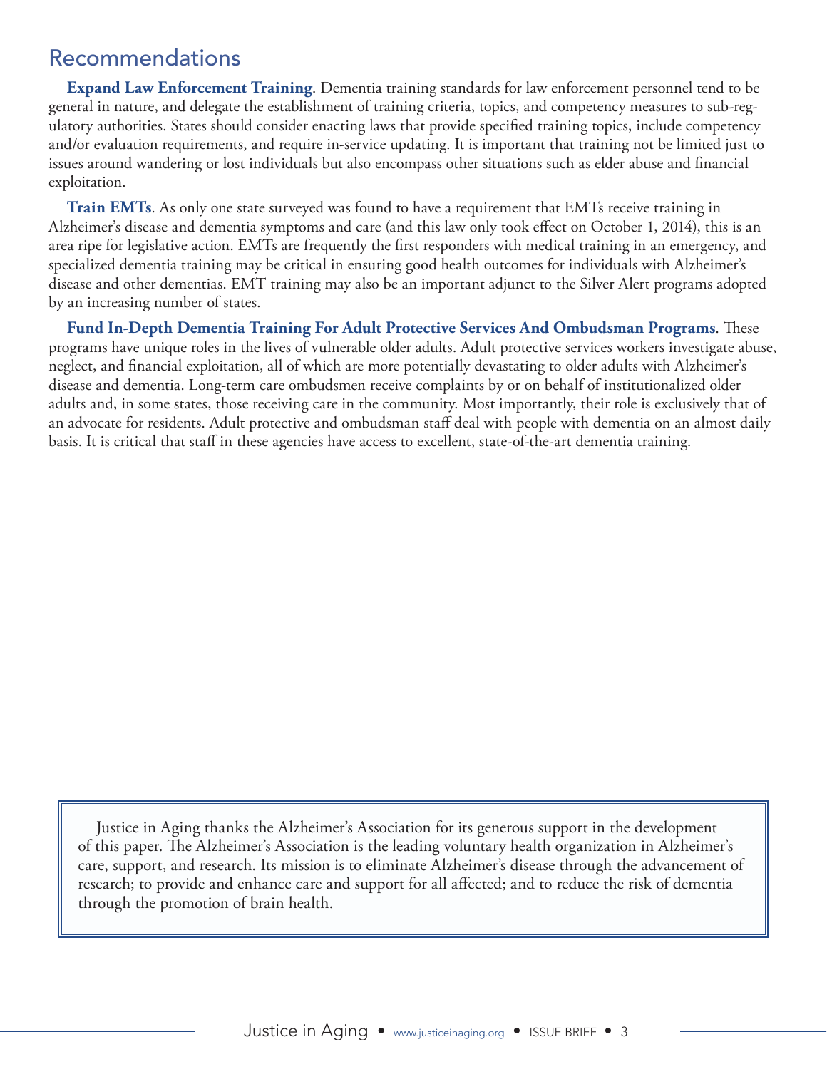## Recommendations

**Expand Law Enforcement Training**. Dementia training standards for law enforcement personnel tend to be general in nature, and delegate the establishment of training criteria, topics, and competency measures to sub-regulatory authorities. States should consider enacting laws that provide specified training topics, include competency and/or evaluation requirements, and require in-service updating. It is important that training not be limited just to issues around wandering or lost individuals but also encompass other situations such as elder abuse and financial exploitation.

**Train EMTs**. As only one state surveyed was found to have a requirement that EMTs receive training in Alzheimer's disease and dementia symptoms and care (and this law only took effect on October 1, 2014), this is an area ripe for legislative action. EMTs are frequently the first responders with medical training in an emergency, and specialized dementia training may be critical in ensuring good health outcomes for individuals with Alzheimer's disease and other dementias. EMT training may also be an important adjunct to the Silver Alert programs adopted by an increasing number of states.

**Fund In-Depth Dementia Training For Adult Protective Services And Ombudsman Programs**. These programs have unique roles in the lives of vulnerable older adults. Adult protective services workers investigate abuse, neglect, and financial exploitation, all of which are more potentially devastating to older adults with Alzheimer's disease and dementia. Long-term care ombudsmen receive complaints by or on behalf of institutionalized older adults and, in some states, those receiving care in the community. Most importantly, their role is exclusively that of an advocate for residents. Adult protective and ombudsman staff deal with people with dementia on an almost daily basis. It is critical that staff in these agencies have access to excellent, state-of-the-art dementia training.

Justice in Aging thanks the Alzheimer's Association for its generous support in the development of this paper. The Alzheimer's Association is the leading voluntary health organization in Alzheimer's care, support, and research. Its mission is to eliminate Alzheimer's disease through the advancement of research; to provide and enhance care and support for all affected; and to reduce the risk of dementia through the promotion of brain health.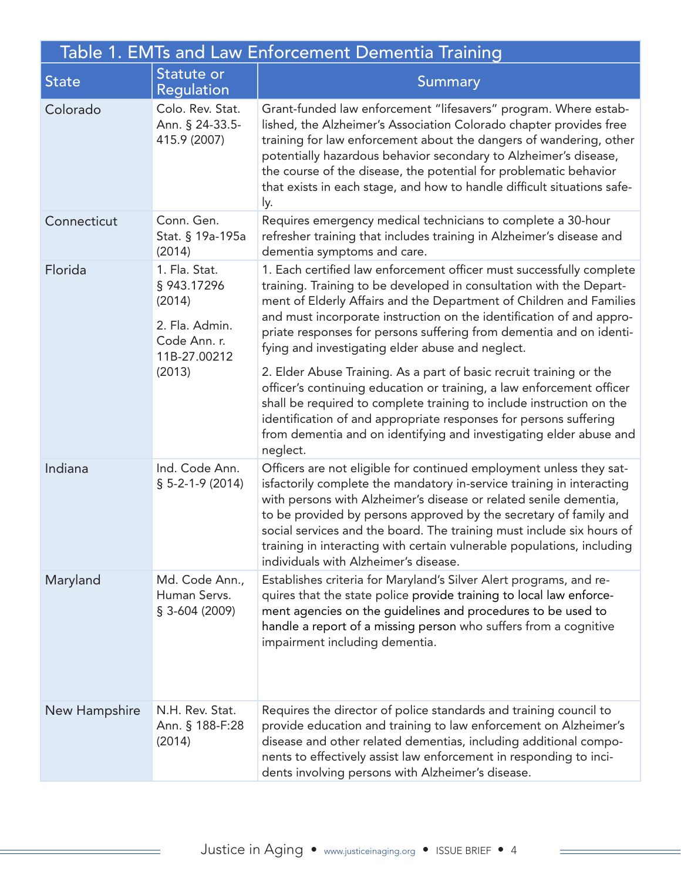**Table 1. EMTs and Law Enforcement Dementia Training**

| State | Statute or Regulation | Summary |
| --- | --- | --- |
| Colorado | Colo. Rev. Stat. Ann. § 24-33.5-415.9 (2007) | Grant-funded law enforcement "lifesavers" program. Where established, the Alzheimer's Association Colorado chapter provides free training for law enforcement about the dangers of wandering, other potentially hazardous behavior secondary to Alzheimer's disease, the course of the disease, the potential for problematic behavior that exists in each stage, and how to handle difficult situations safely. |
| Connecticut | Conn. Gen. Stat. § 19a-195a (2014) | Requires emergency medical technicians to complete a 30-hour refresher training that includes training in Alzheimer's disease and dementia symptoms and care. |
| Florida | 1. Fla. Stat. § 943.17296 (2014)<br><br>2. Fla. Admin. Code Ann. r. 11B-27.00212 (2013) | 1. Each certified law enforcement officer must successfully complete training. Training to be developed in consultation with the Department of Elderly Affairs and the Department of Children and Families and must incorporate instruction on the identification of and appropriate responses for persons suffering from dementia and on identifying and investigating elder abuse and neglect.<br><br>2. Elder Abuse Training. As a part of basic recruit training or the officer's continuing education or training, a law enforcement officer shall be required to complete training to include instruction on the identification of and appropriate responses for persons suffering from dementia and on identifying and investigating elder abuse and neglect. |
| Indiana | Ind. Code Ann. § 5-2-1-9 (2014) | Officers are not eligible for continued employment unless they satisfactorily complete the mandatory in-service training in interacting with persons with Alzheimer's disease or related senile dementia, to be provided by persons approved by the secretary of family and social services and the board. The training must include six hours of training in interacting with certain vulnerable populations, including individuals with Alzheimer's disease. |
| Maryland | Md. Code Ann., Human Servs. § 3-604 (2009) | Establishes criteria for Maryland's Silver Alert programs, and requires that the state police provide training to local law enforcement agencies on the guidelines and procedures to be used to handle a report of a missing person who suffers from a cognitive impairment including dementia. |
| New Hampshire | N.H. Rev. Stat. Ann. § 188-F:28 (2014) | Requires the director of police standards and training council to provide education and training to law enforcement on Alzheimer's disease and other related dementias, including additional components to effectively assist law enforcement in responding to incidents involving persons with Alzheimer's disease. |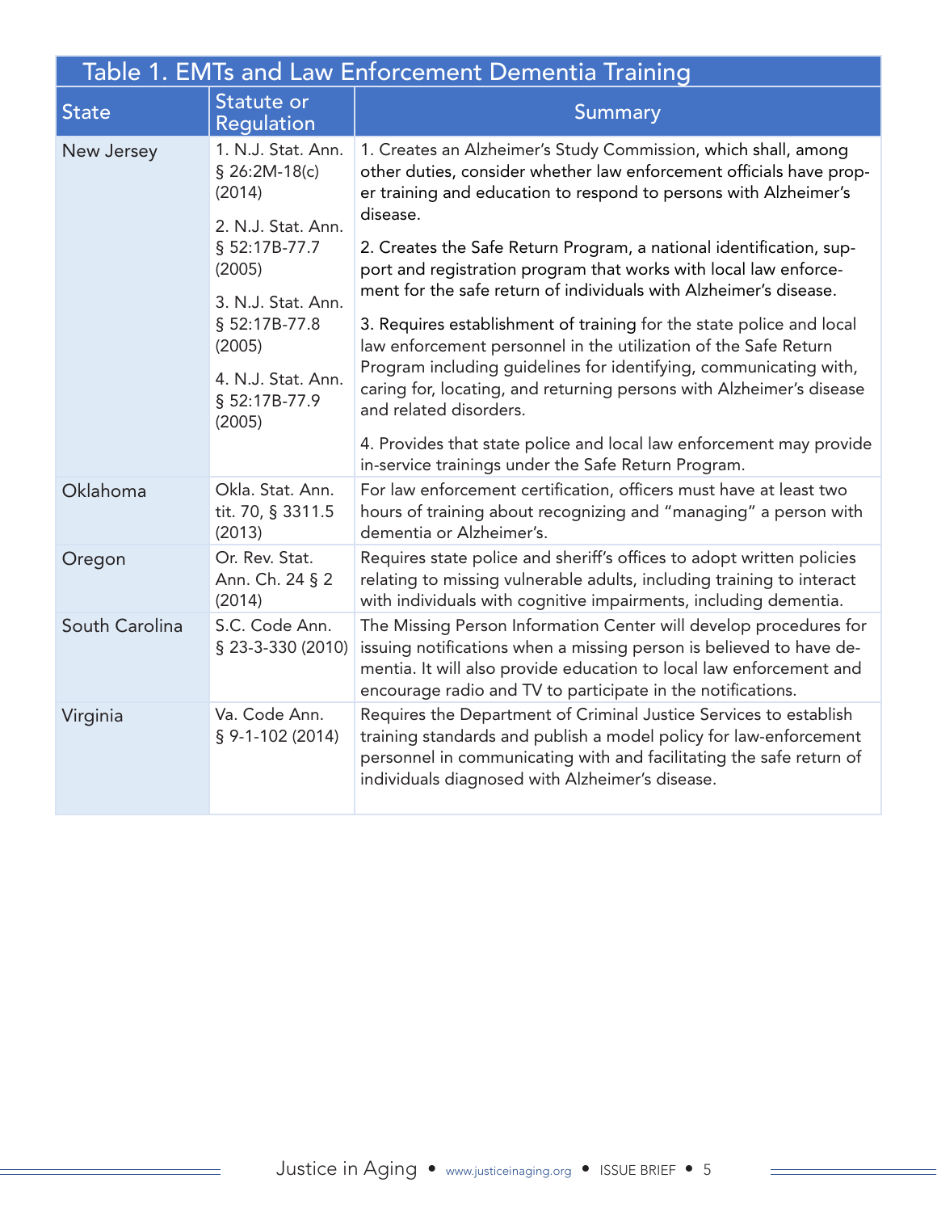## Table 1. EMTs and Law Enforcement Dementia Training

| State | Statute or Regulation | Summary |
|---|---|---|
| New Jersey | 1. N.J. Stat. Ann. § 26:2M-18(c) (2014)<br><br>2. N.J. Stat. Ann. § 52:17B-77.7 (2005)<br><br>3. N.J. Stat. Ann. § 52:17B-77.8 (2005)<br><br>4. N.J. Stat. Ann. § 52:17B-77.9 (2005) | 1. Creates an Alzheimer's Study Commission, which shall, among other duties, consider whether law enforcement officials have proper training and education to respond to persons with Alzheimer's disease.<br><br>2. Creates the Safe Return Program, a national identification, support and registration program that works with local law enforcement for the safe return of individuals with Alzheimer's disease.<br><br>3. Requires establishment of training for the state police and local law enforcement personnel in the utilization of the Safe Return Program including guidelines for identifying, communicating with, caring for, locating, and returning persons with Alzheimer's disease and related disorders.<br><br>4. Provides that state police and local law enforcement may provide in-service trainings under the Safe Return Program. |
| Oklahoma | Okla. Stat. Ann. tit. 70, § 3311.5 (2013) | For law enforcement certification, officers must have at least two hours of training about recognizing and "managing" a person with dementia or Alzheimer's. |
| Oregon | Or. Rev. Stat. Ann. Ch. 24 § 2 (2014) | Requires state police and sheriff's offices to adopt written policies relating to missing vulnerable adults, including training to interact with individuals with cognitive impairments, including dementia. |
| South Carolina | S.C. Code Ann. § 23-3-330 (2010) | The Missing Person Information Center will develop procedures for issuing notifications when a missing person is believed to have dementia. It will also provide education to local law enforcement and encourage radio and TV to participate in the notifications. |
| Virginia | Va. Code Ann. § 9-1-102 (2014) | Requires the Department of Criminal Justice Services to establish training standards and publish a model policy for law-enforcement personnel in communicating with and facilitating the safe return of individuals diagnosed with Alzheimer's disease. |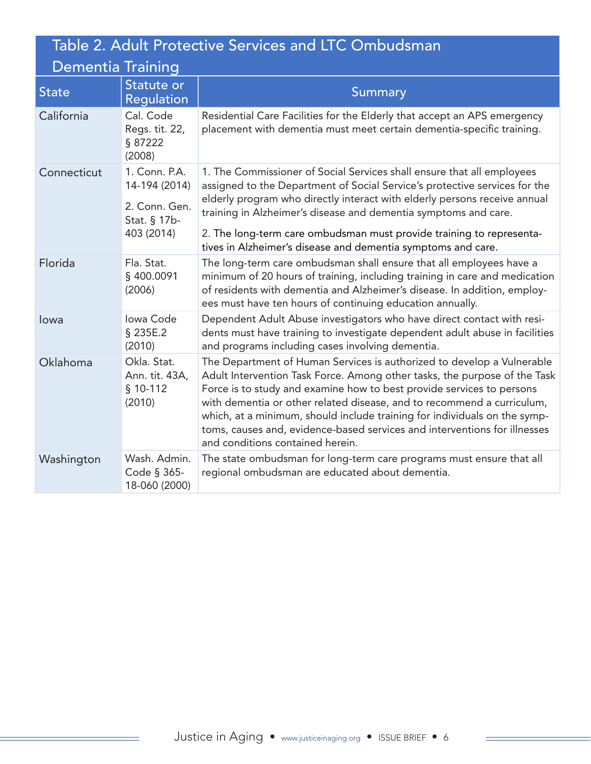## Table 2. Adult Protective Services and LTC Ombudsman Dementia Training

| State | Statute or Regulation | Summary |
| --- | --- | --- |
| California | Cal. Code Regs. tit. 22, § 87222 (2008) | Residential Care Facilities for the Elderly that accept an APS emergency placement with dementia must meet certain dementia-specific training. |
| Connecticut | 1. Conn. P.A. 14-194 (2014)<br>2. Conn. Gen. Stat. § 17b-403 (2014) | 1. The Commissioner of Social Services shall ensure that all employees assigned to the Department of Social Service's protective services for the elderly program who directly interact with elderly persons receive annual training in Alzheimer's disease and dementia symptoms and care.<br>2. The long-term care ombudsman must provide training to representatives in Alzheimer's disease and dementia symptoms and care. |
| Florida | Fla. Stat. § 400.0091 (2006) | The long-term care ombudsman shall ensure that all employees have a minimum of 20 hours of training, including training in care and medication of residents with dementia and Alzheimer's disease. In addition, employees must have ten hours of continuing education annually. |
| Iowa | Iowa Code § 235E.2 (2010) | Dependent Adult Abuse investigators who have direct contact with residents must have training to investigate dependent adult abuse in facilities and programs including cases involving dementia. |
| Oklahoma | Okla. Stat. Ann. tit. 43A, § 10-112 (2010) | The Department of Human Services is authorized to develop a Vulnerable Adult Intervention Task Force. Among other tasks, the purpose of the Task Force is to study and examine how to best provide services to persons with dementia or other related disease, and to recommend a curriculum, which, at a minimum, should include training for individuals on the symptoms, causes and, evidence-based services and interventions for illnesses and conditions contained herein. |
| Washington | Wash. Admin. Code § 365-18-060 (2000) | The state ombudsman for long-term care programs must ensure that all regional ombudsman are educated about dementia. |